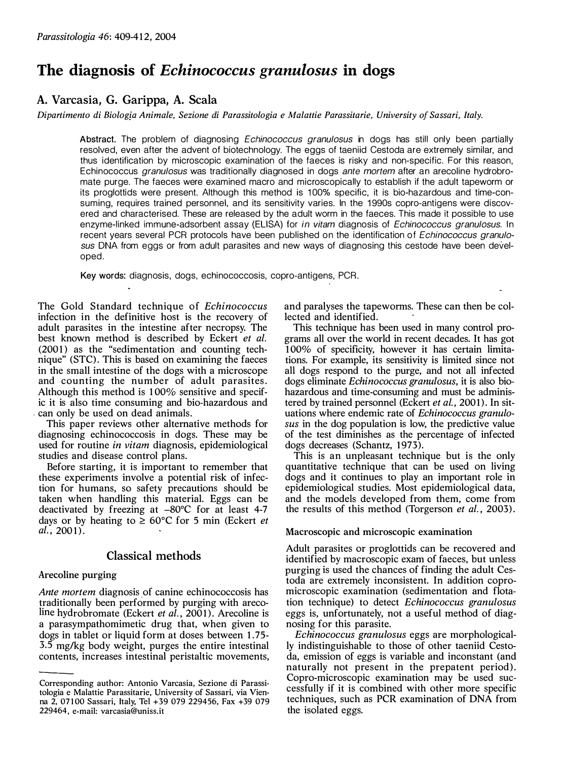# The diagnosis of *Echinococcus granulosus* in dogs

**A. Varcasia, G. Garippa, A. Scala**

*Dipartimento di Biologia Animale, Sezione di Parassitologia e Malattie Parassitarie, University of Sassari, Italy.*

**Abstract.** The problem of diagnosing *Echinococcus granulosus* in dogs has still only been partially resolved, even after the advent of biotechnology. The eggs of taeniid Cestoda are extremely similar, and thus identification by microscopic examination of the faeces is risky and non-specific. For this reason, Echinococcus *granulosus* was traditionally diagnosed in dogs *ante mortem* after an arecoline hydrobromate purge. The faeces were examined macro and microscopically to establish if the adult tapeworm or its proglottids were present. Although this method is 100% specific, it is bio-hazardous and time-consuming, requires trained personnel, and its sensitivity varies. In the 1990s copro-antigens were discovered and characterised. These are released by the adult worm in the faeces. This made it possible to use enzyme-linked immune-adsorbent assay (ELISA) for *in vitam* diagnosis of *Echinococcus granulosus.* In recent years several PCR protocols have been published on the identification of *Echinococcus granulosus* DNA from eggs or from adult parasites and new ways of diagnosing this cestode have been developed.

**Key words:** diagnosis, dogs, echinococcosis, copro-antigens, PCR.

The Gold Standard technique of *Echinococcus* infection in the definitive host is the recovery of adult parasites in the intestine after necropsy. The best known method is described by Eckert *et al.* (2001) as the "sedimentation and counting technique" (STC). This is based on examining the faeces in the small intestine of the dogs with a microscope and counting the number of adult parasites. Although this method is 100% sensitive and specific it is also time consuming and bio-hazardous and can only be used on dead animals.

This paper reviews other alternative methods for diagnosing echinococcosis in dogs. These may be used for routine *in vitam* diagnosis, epidemiological studies and disease control plans.

Before starting, it is important to remember that these experiments involve a potential risk of infection for humans, so safety precautions should be taken when handling this material. Eggs can be deactivated by freezing at –80°C for at least 4-7 days or by heating to ≥ 60°C for 5 min (Eckert *et al.*, 2001).

## Classical methods

### Arecoline purging

*Ante mortem* diagnosis of canine echinococcosis has traditionally been performed by purging with arecoline hydrobromate (Eckert *et al.*, 2001). Arecoline is a parasympathomimetic drug that, when given to dogs in tablet or liquid form at doses between 1.75-3.5 mg/kg body weight, purges the entire intestinal contents, increases intestinal peristaltic movements, and paralyses the tapeworms. These can then be collected and identified.

This technique has been used in many control programs all over the world in recent decades. It has got 100% of specificity, however it has certain limitations. For example, its sensitivity is limited since not all dogs respond to the purge, and not all infected dogs eliminate *Echinococcus granulosus*, it is also bio-hazardous and time-consuming and must be administered by trained personnel (Eckert *et al.*, 2001). In situations where endemic rate of *Echinococcus granulosus* in the dog population is low, the predictive value of the test diminishes as the percentage of infected dogs decreases (Schantz, 1973).

This is an unpleasant technique but is the only quantitative technique that can be used on living dogs and it continues to play an important role in epidemiological studies. Most epidemiological data, and the models developed from them, come from the results of this method (Torgerson *et al.*, 2003).

### Macroscopic and microscopic examination

Adult parasites or proglottids can be recovered and identified by macroscopic exam of faeces, but unless purging is used the chances of finding the adult Cestoda are extremely inconsistent. In addition copro-microscopic examination (sedimentation and flotation technique) to detect *Echinococcus granulosus* eggs is, unfortunately, not a useful method of diagnosing for this parasite.

*Echinococcus granulosus* eggs are morphologically indistinguishable to those of other taeniid Cestoda, emission of eggs is variable and inconstant (and naturally not present in the prepatent period). Copro-microscopic examination may be used successfully if it is combined with other more specific techniques, such as PCR examination of DNA from the isolated eggs.

Corresponding author: Antonio Varcasia, Sezione di Parassitologia e Malattie Parassitarie, University of Sassari, via Vienna 2, 07100 Sassari, Italy, Tel +39 079 229456, Fax +39 079 229464, e-mail: varcasia@uniss.it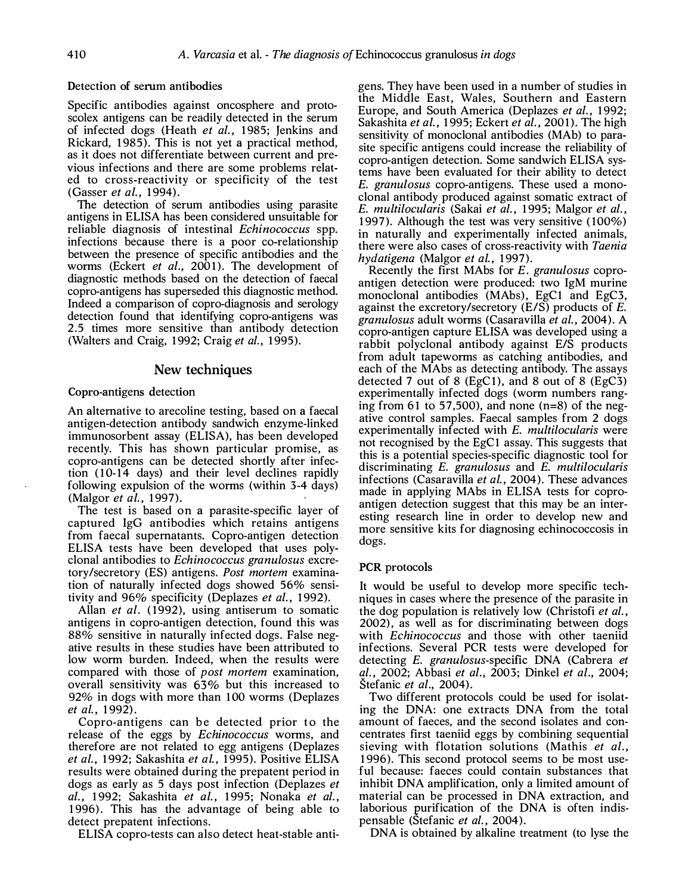### Detection of serum antibodies

Specific antibodies against oncosphere and protoscolex antigens can be readily detected in the serum of infected dogs (Heath *et al.*, 1985; Jenkins and Rickard, 1985). This is not yet a practical method, as it does not differentiate between current and previous infections and there are some problems related to cross-reactivity or specificity of the test (Gasser *et al.*, 1994).

The detection of serum antibodies using parasite antigens in ELISA has been considered unsuitable for reliable diagnosis of intestinal *Echinococcus* spp. infections because there is a poor co-relationship between the presence of specific antibodies and the worms (Eckert *et al.*, 2001). The development of diagnostic methods based on the detection of faecal copro-antigens has superseded this diagnostic method. Indeed a comparison of copro-diagnosis and serology detection found that identifying copro-antigens was 2.5 times more sensitive than antibody detection (Walters and Craig, 1992; Craig *et al.*, 1995).

## New techniques

### Copro-antigens detection

An alternative to arecoline testing, based on a faecal antigen-detection antibody sandwich enzyme-linked immunosorbent assay (ELISA), has been developed recently. This has shown particular promise, as copro-antigens can be detected shortly after infection (10-14 days) and their level declines rapidly following expulsion of the worms (within 3-4 days) (Malgor *et al.*, 1997).

The test is based on a parasite-specific layer of captured IgG antibodies which retains antigens from faecal supernatants. Copro-antigen detection ELISA tests have been developed that uses polyclonal antibodies to *Echinococcus granulosus* excretory/secretory (ES) antigens. *Post mortem* examination of naturally infected dogs showed 56% sensitivity and 96% specificity (Deplazes *et al.*, 1992).

Allan *et al.* (1992), using antiserum to somatic antigens in copro-antigen detection, found this was 88% sensitive in naturally infected dogs. False negative results in these studies have been attributed to low worm burden. Indeed, when the results were compared with those of *post mortem* examination, overall sensitivity was 63% but this increased to 92% in dogs with more than 100 worms (Deplazes *et al.*, 1992).

Copro-antigens can be detected prior to the release of the eggs by *Echinococcus* worms, and therefore are not related to egg antigens (Deplazes *et al.*, 1992; Sakashita *et al.*, 1995). Positive ELISA results were obtained during the prepatent period in dogs as early as 5 days post infection (Deplazes *et al.*, 1992; Sakashita *et al.*, 1995; Nonaka *et al.*, 1996). This has the advantage of being able to detect prepatent infections.

ELISA copro-tests can also detect heat-stable antigens. They have been used in a number of studies in the Middle East, Wales, Southern and Eastern Europe, and South America (Deplazes *et al.*, 1992; Sakashita *et al.*, 1995; Eckert *et al.*, 2001). The high sensitivity of monoclonal antibodies (MAb) to parasite specific antigens could increase the reliability of copro-antigen detection. Some sandwich ELISA systems have been evaluated for their ability to detect *E. granulosus* copro-antigens. These used a monoclonal antibody produced against somatic extract of *E. multilocularis* (Sakai *et al.*, 1995; Malgor *et al.*, 1997). Although the test was very sensitive (100%) in naturally and experimentally infected animals, there were also cases of cross-reactivity with *Taenia hydatigena* (Malgor *et al.*, 1997).

Recently the first MAbs for *E. granulosus* copro-antigen detection were produced: two IgM murine monoclonal antibodies (MAbs), EgC1 and EgC3, against the excretory/secretory (E/S) products of *E. granulosus* adult worms (Casaravilla *et al.*, 2004). A copro-antigen capture ELISA was developed using a rabbit polyclonal antibody against E/S products from adult tapeworms as catching antibodies, and each of the MAbs as detecting antibody. The assays detected 7 out of 8 (EgC1), and 8 out of 8 (EgC3) experimentally infected dogs (worm numbers ranging from 61 to 57,500), and none (n=8) of the negative control samples. Faecal samples from 2 dogs experimentally infected with *E. multilocularis* were not recognised by the EgC1 assay. This suggests that this is a potential species-specific diagnostic tool for discriminating *E. granulosus* and *E. multilocularis* infections (Casaravilla *et al.*, 2004). These advances made in applying MAbs in ELISA tests for copro-antigen detection suggest that this may be an interesting research line in order to develop new and more sensitive kits for diagnosing echinococcosis in dogs.

### PCR protocols

It would be useful to develop more specific techniques in cases where the presence of the parasite in the dog population is relatively low (Christofi *et al.*, 2002), as well as for discriminating between dogs with *Echinococcus* and those with other taeniid infections. Several PCR tests were developed for detecting *E. granulosus*-specific DNA (Cabrera *et al.*, 2002; Abbasi *et al.*, 2003; Dinkel *et al.*, 2004; Štefanic *et al.*, 2004).

Two different protocols could be used for isolating the DNA: one extracts DNA from the total amount of faeces, and the second isolates and concentrates first taeniid eggs by combining sequential sieving with flotation solutions (Mathis *et al.*, 1996). This second protocol seems to be most useful because: faeces could contain substances that inhibit DNA amplification, only a limited amount of material can be processed in DNA extraction, and laborious purification of the DNA is often indispensable (Štefanic *et al.*, 2004).

DNA is obtained by alkaline treatment (to lyse the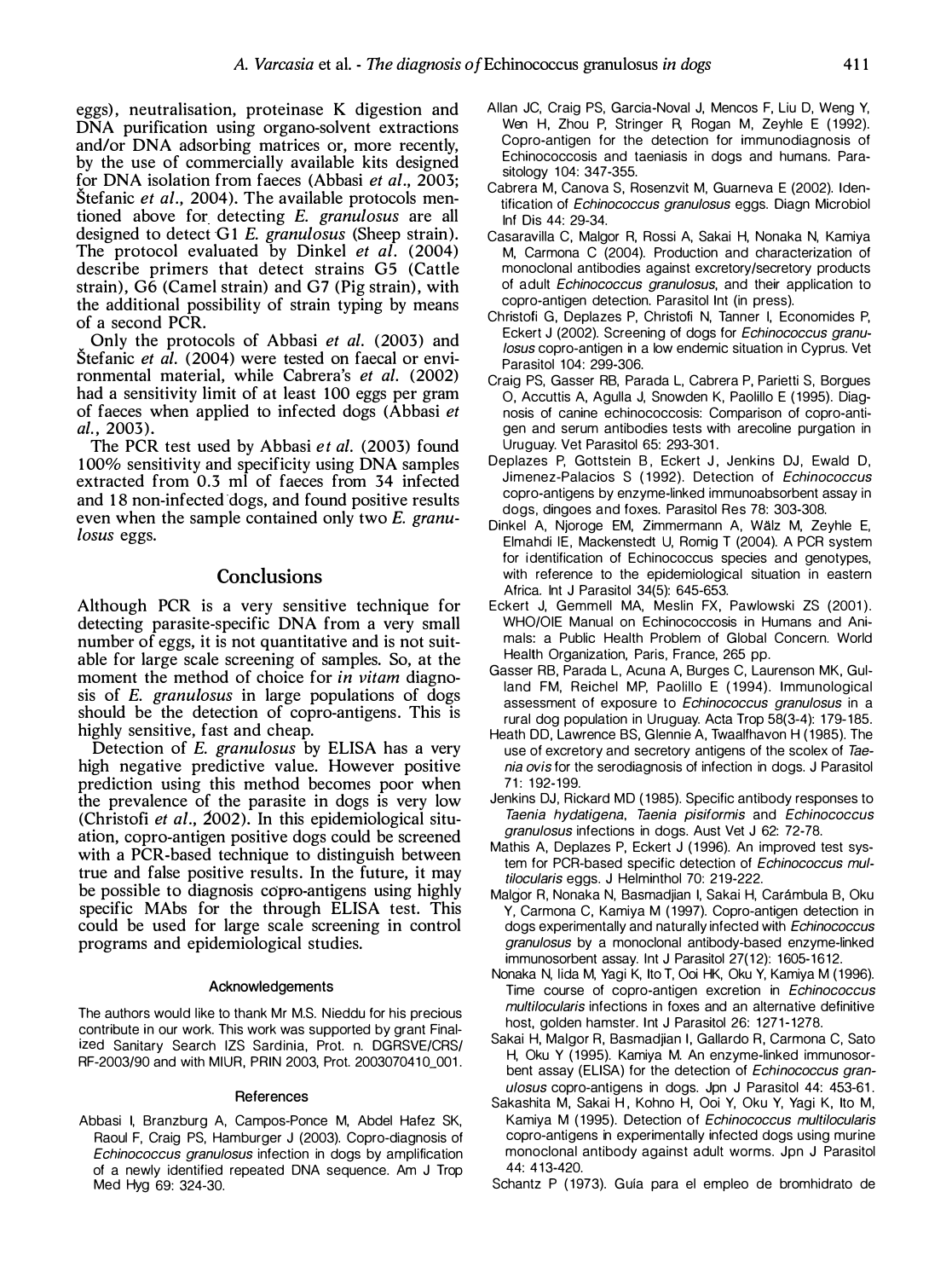eggs), neutralisation, proteinase K digestion and DNA purification using organo-solvent extractions and/or DNA adsorbing matrices or, more recently, by the use of commercially available kits designed for DNA isolation from faeces (Abbasi *et al*., 2003; Štefanic *et al*., 2004). The available protocols mentioned above for detecting *E. granulosus* are all designed to detect G1 *E. granulosus* (Sheep strain). The protocol evaluated by Dinkel *et al*. (2004) describe primers that detect strains G5 (Cattle strain), G6 (Camel strain) and G7 (Pig strain), with the additional possibility of strain typing by means of a second PCR.

Only the protocols of Abbasi *et al*. (2003) and Štefanic *et al*. (2004) were tested on faecal or environmental material, while Cabrera's *et al*. (2002) had a sensitivity limit of at least 100 eggs per gram of faeces when applied to infected dogs (Abbasi *et al*., 2003).

The PCR test used by Abbasi *et al*. (2003) found 100% sensitivity and specificity using DNA samples extracted from 0.3 ml of faeces from 34 infected and 18 non-infected dogs, and found positive results even when the sample contained only two *E. granulosus* eggs.

## Conclusions

Although PCR is a very sensitive technique for detecting parasite-specific DNA from a very small number of eggs, it is not quantitative and is not suitable for large scale screening of samples. So, at the moment the method of choice for *in vitam* diagnosis of *E. granulosus* in large populations of dogs should be the detection of copro-antigens. This is highly sensitive, fast and cheap.

Detection of *E. granulosus* by ELISA has a very high negative predictive value. However positive prediction using this method becomes poor when the prevalence of the parasite in dogs is very low (Christofi *et al*., 2002). In this epidemiological situation, copro-antigen positive dogs could be screened with a PCR-based technique to distinguish between true and false positive results. In the future, it may be possible to diagnosis copro-antigens using highly specific MAbs for the through ELISA test. This could be used for large scale screening in control programs and epidemiological studies.

### Acknowledgements

The authors would like to thank Mr M.S. Nieddu for his precious contribute in our work. This work was supported by grant Finalized Sanitary Search IZS Sardinia, Prot. n. DGRSVE/CRS/RF-2003/90 and with MIUR, PRIN 2003, Prot. 2003070410_001.

### References

Abbasi I, Branzburg A, Campos-Ponce M, Abdel Hafez SK, Raoul F, Craig PS, Hamburger J (2003). Copro-diagnosis of *Echinococcus granulosus* infection in dogs by amplification of a newly identified repeated DNA sequence. Am J Trop Med Hyg 69: 324-30.

Allan JC, Craig PS, Garcia-Noval J, Mencos F, Liu D, Weng Y, Wen H, Zhou P, Stringer R, Rogan M, Zeyhle E (1992). Copro-antigen for the detection for immunodiagnosis of Echinococcosis and taeniasis in dogs and humans. Parasitology 104: 347-355.

Cabrera M, Canova S, Rosenzvit M, Guarneva E (2002). Identification of *Echinococcus granulosus* eggs. Diagn Microbiol Inf Dis 44: 29-34.

Casaravilla C, Malgor R, Rossi A, Sakai H, Nonaka N, Kamiya M, Carmona C (2004). Production and characterization of monoclonal antibodies against excretory/secretory products of adult *Echinococcus granulosus*, and their application to copro-antigen detection. Parasitol Int (in press).

Christofi G, Deplazes P, Christofi N, Tanner I, Economides P, Eckert J (2002). Screening of dogs for *Echinococcus granulosus* copro-antigen in a low endemic situation in Cyprus. Vet Parasitol 104: 299-306.

Craig PS, Gasser RB, Parada L, Cabrera P, Parietti S, Borgues O, Accuttis A, Agulla J, Snowden K, Paolillo E (1995). Diagnosis of canine echinococcosis: Comparison of copro-antigen and serum antibodies tests with arecoline purgation in Uruguay. Vet Parasitol 65: 293-301.

Deplazes P, Gottstein B, Eckert J, Jenkins DJ, Ewald D, Jimenez-Palacios S (1992). Detection of *Echinococcus* copro-antigens by enzyme-linked immunoabsorbent assay in dogs, dingoes and foxes. Parasitol Res 78: 303-308.

Dinkel A, Njoroge EM, Zimmermann A, Wälz M, Zeyhle E, Elmahdi IE, Mackenstedt U, Romig T (2004). A PCR system for identification of Echinococcus species and genotypes, with reference to the epidemiological situation in eastern Africa. Int J Parasitol 34(5): 645-653.

Eckert J, Gemmell MA, Meslin FX, Pawlowski ZS (2001). WHO/OIE Manual on Echinococcosis in Humans and Animals: a Public Health Problem of Global Concern. World Health Organization, Paris, France, 265 pp.

Gasser RB, Parada L, Acuna A, Burges C, Laurenson MK, Gulland FM, Reichel MP, Paolillo E (1994). Immunological assessment of exposure to *Echinococcus granulosus* in a rural dog population in Uruguay. Acta Trop 58(3-4): 179-185.

Heath DD, Lawrence BS, Glennie A, Twaalfhavon H (1985). The use of excretory and secretory antigens of the scolex of *Taenia ovis* for the serodiagnosis of infection in dogs. J Parasitol 71: 192-199.

Jenkins DJ, Rickard MD (1985). Specific antibody responses to *Taenia hydatigena*, *Taenia pisiformis* and *Echinococcus granulosus* infections in dogs. Aust Vet J 62: 72-78.

Mathis A, Deplazes P, Eckert J (1996). An improved test system for PCR-based specific detection of *Echinococcus multilocularis* eggs. J Helminthol 70: 219-222.

Malgor R, Nonaka N, Basmadjian I, Sakai H, Carámbula B, Oku Y, Carmona C, Kamiya M (1997). Copro-antigen detection in dogs experimentally and naturally infected with *Echinococcus granulosus* by a monoclonal antibody-based enzyme-linked immunosorbent assay. Int J Parasitol 27(12): 1605-1612.

Nonaka N, Iida M, Yagi K, Ito T, Ooi HK, Oku Y, Kamiya M (1996). Time course of copro-antigen excretion in *Echinococcus multilocularis* infections in foxes and an alternative definitive host, golden hamster. Int J Parasitol 26: 1271-1278.

Sakai H, Malgor R, Basmadjian I, Gallardo R, Carmona C, Sato H, Oku Y (1995). Kamiya M. An enzyme-linked immunosorbent assay (ELISA) for the detection of *Echinococcus granulosus* copro-antigens in dogs. Jpn J Parasitol 44: 453-61.

Sakashita M, Sakai H, Kohno H, Ooi Y, Oku Y, Yagi K, Ito M, Kamiya M (1995). Detection of *Echinococcus multilocularis* copro-antigens in experimentally infected dogs using murine monoclonal antibody against adult worms. Jpn J Parasitol 44: 413-420.

Schantz P (1973). Guía para el empleo de bromhidrato de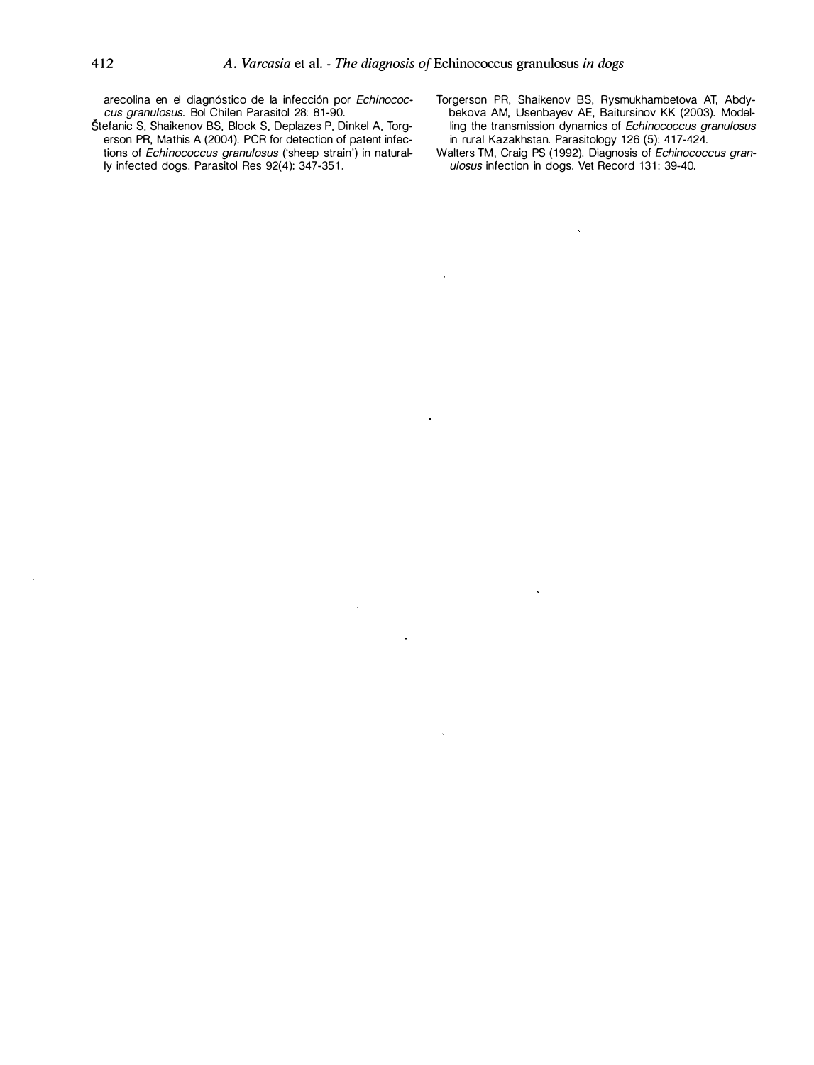arecolina en el diagnóstico de la infección por *Echinococcus granulosus*. Bol Chilen Parasitol 28: 81-90.

Štefanic S, Shaikenov BS, Block S, Deplazes P, Dinkel A, Torgerson PR, Mathis A (2004). PCR for detection of patent infections of *Echinococcus granulosus* ('sheep strain') in naturally infected dogs. Parasitol Res 92(4): 347-351.

Torgerson PR, Shaikenov BS, Rysmukhambetova AT, Abdybekova AM, Usenbayev AE, Baitursinov KK (2003). Modelling the transmission dynamics of *Echinococcus granulosus* in rural Kazakhstan. Parasitology 126 (5): 417-424.

Walters TM, Craig PS (1992). Diagnosis of *Echinococcus granulosus* infection in dogs. Vet Record 131: 39-40.